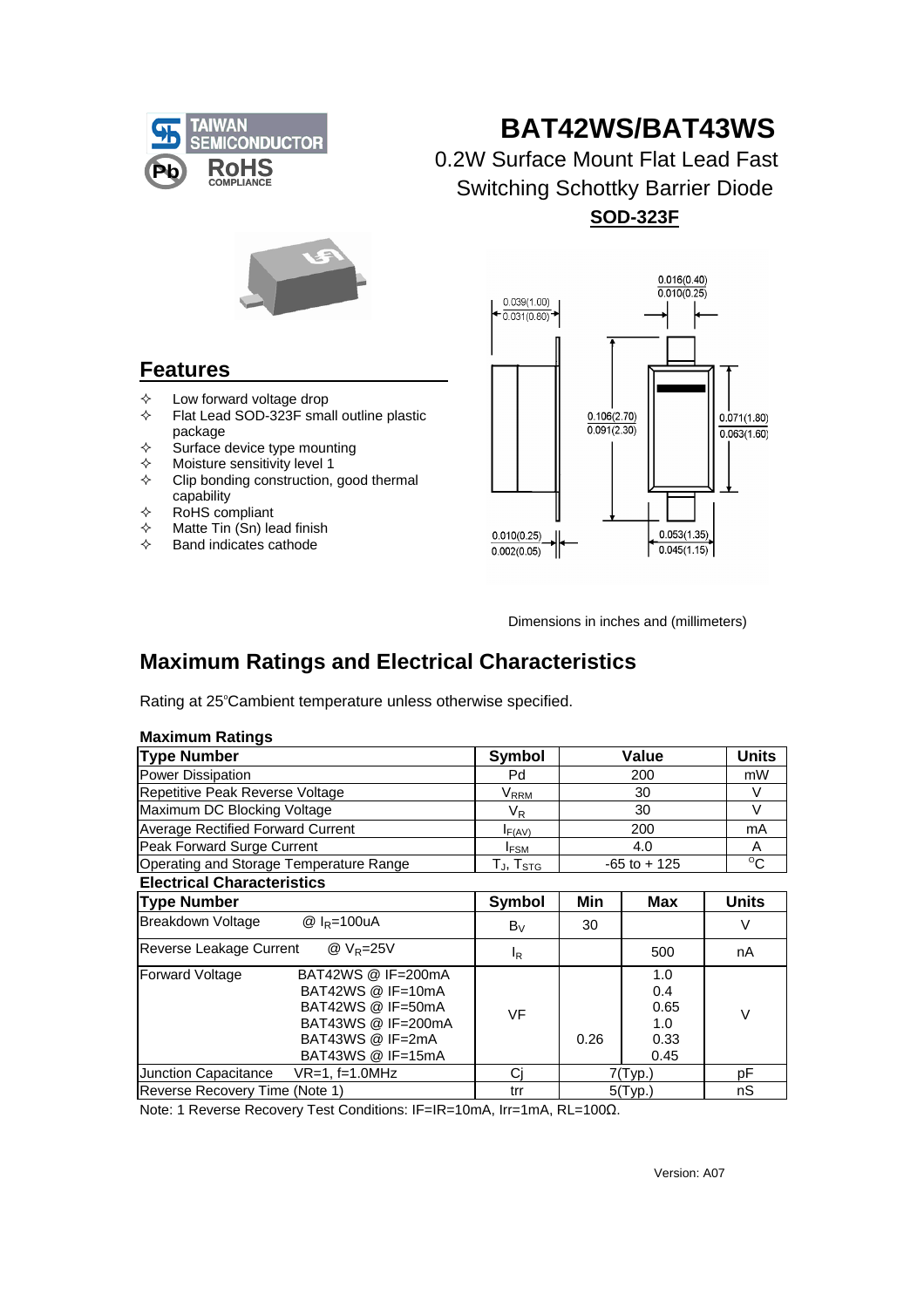# BAT42WS/BAT43WS

0.2W Surface Mount Flat Lead Fast Switching Schottky Barrier Diode

**SOD-323F**

## Features

- Low forward voltage drop
- Flat Lead SOD-323F small outline plastic package
- Surface device type mounting
- Moisture sensitivity level 1
- Clip bonding construction, good thermal capability
- RoHS compliant
- Matte Tin (Sn) lead finish
- Band indicates cathode

0.039(1.00) / 0.031(0.80)
0.016(0.40) / 0.010(0.25)
0.106(2.70) / 0.091(2.30)
0.071(1.80) / 0.063(1.60)
0.010(0.25) / 0.002(0.05)
0.053(1.35) / 0.045(1.15)

Dimensions in inches and (millimeters)

## Maximum Ratings and Electrical Characteristics

Rating at 25°C ambient temperature unless otherwise specified.

**Maximum Ratings**

| Type Number | Symbol | Value | Units |
|---|---|---|---|
| Power Dissipation | Pd | 200 | mW |
| Repetitive Peak Reverse Voltage | $V_{RRM}$ | 30 | V |
| Maximum DC Blocking Voltage | $V_R$ | 30 | V |
| Average Rectified Forward Current | $I_{F(AV)}$ | 200 | mA |
| Peak Forward Surge Current | $I_{FSM}$ | 4.0 | A |
| Operating and Storage Temperature Range | $T_J$, $T_{STG}$ | -65 to + 125 | °C |

**Electrical Characteristics**

| Type Number | | Symbol | Min | Max | Units |
|---|---|---|---|---|---|
| Breakdown Voltage | @ $I_R$=100uA | $B_V$ | 30 | | V |
| Reverse Leakage Current | @ $V_R$=25V | $I_R$ | | 500 | nA |
| Forward Voltage | BAT42WS @ IF=200mA | VF | | 1.0 | V |
| | BAT42WS @ IF=10mA | | | 0.4 | |
| | BAT42WS @ IF=50mA | | | 0.65 | |
| | BAT43WS @ IF=200mA | | | 1.0 | |
| | BAT43WS @ IF=2mA | | 0.26 | 0.33 | |
| | BAT43WS @ IF=15mA | | | 0.45 | |
| Junction Capacitance | VR=1, f=1.0MHz | Cj | 7(Typ.) | | pF |
| Reverse Recovery Time (Note 1) | | trr | 5(Typ.) | | nS |

Note: 1 Reverse Recovery Test Conditions: IF=IR=10mA, Irr=1mA, RL=100Ω.

Version: A07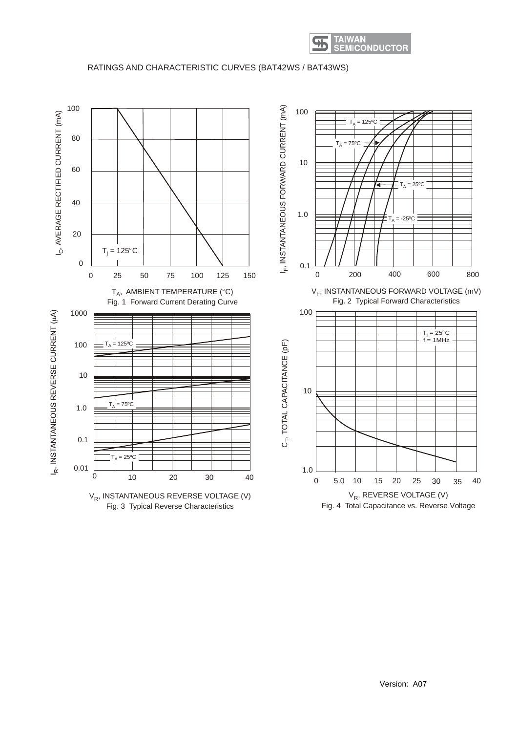RATINGS AND CHARACTERISTIC CURVES (BAT42WS / BAT43WS)

$I_O$, AVERAGE RECTIFIED CURRENT (mA)

100
80
60
40
20
0

$T_j$ = 125°C

0 25 50 75 100 125 150

$T_A$, AMBIENT TEMPERATURE (°C)

Fig. 1 Forward Current Derating Curve

$I_F$, INSTANTANEOUS FORWARD CURRENT (mA)

100
10
1.0
0.1

$T_A$ = 125ºC
$T_A$ = 75ºC
$T_A$ = 25ºC
$T_A$ = -25ºC

0 200 400 600 800

$V_F$, INSTANTANEOUS FORWARD VOLTAGE (mV)

Fig. 2 Typical Forward Characteristics

$I_R$, INSTANTANEOUS REVERSE CURRENT (μA)

1000
100
10
1.0
0.1
0.01

$T_A$ = 125ºC
$T_A$ = 75ºC
$T_A$ = 25ºC

0 10 20 30 40

$V_R$, INSTANTANEOUS REVERSE VOLTAGE (V)

Fig. 3 Typical Reverse Characteristics

$C_T$, TOTAL CAPACITANCE (pF)

100
10
1.0

$T_j$ = 25°C
f = 1MHz

0 5.0 10 15 20 25 30 35 40

$V_R$, REVERSE VOLTAGE (V)

Fig. 4 Total Capacitance vs. Reverse Voltage

Version: A07